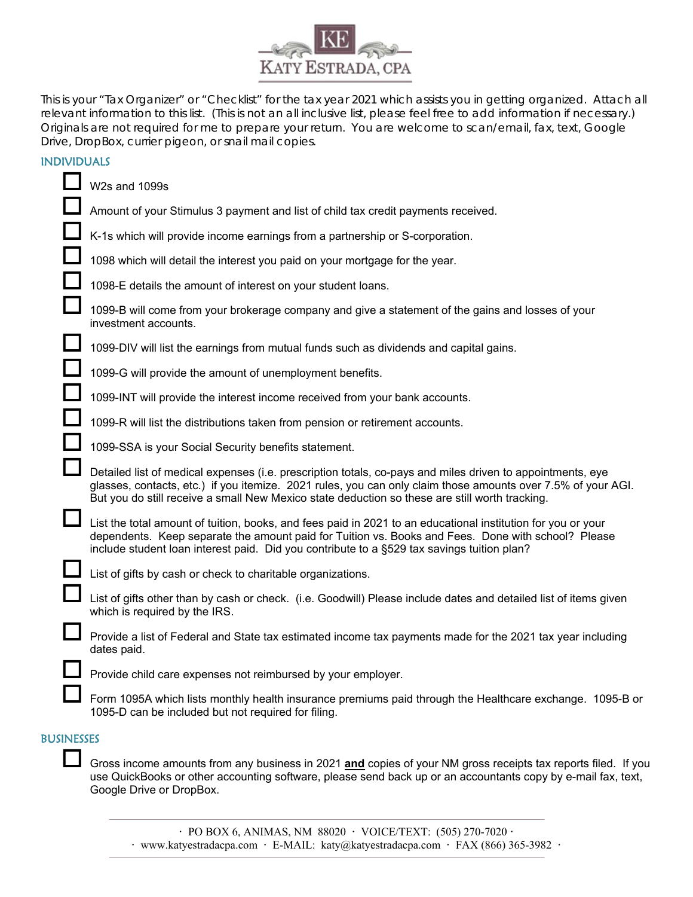KE

KATY ESTRADA, CPA

This is your "Tax Organizer" or "Checklist" for the tax year 2021 which assists you in getting organized. Attach all relevant information to this list. (This is not an all inclusive list, please feel free to add information if necessary.) Originals are not required for me to prepare your return. You are welcome to scan/email, fax, text, Google Drive, DropBox, currier pigeon, or snail mail copies.

## INDIVIDUALS

- ☐ W2s and 1099s
- ☐ Amount of your Stimulus 3 payment and list of child tax credit payments received.
- ☐ K-1s which will provide income earnings from a partnership or S-corporation.
- ☐ 1098 which will detail the interest you paid on your mortgage for the year.
- ☐ 1098-E details the amount of interest on your student loans.
- ☐ 1099-B will come from your brokerage company and give a statement of the gains and losses of your investment accounts.
- ☐ 1099-DIV will list the earnings from mutual funds such as dividends and capital gains.
- ☐ 1099-G will provide the amount of unemployment benefits.
- ☐ 1099-INT will provide the interest income received from your bank accounts.
- ☐ 1099-R will list the distributions taken from pension or retirement accounts.
- ☐ 1099-SSA is your Social Security benefits statement.
- ☐ Detailed list of medical expenses (i.e. prescription totals, co-pays and miles driven to appointments, eye glasses, contacts, etc.) if you itemize. 2021 rules, you can only claim those amounts over 7.5% of your AGI. But you do still receive a small New Mexico state deduction so these are still worth tracking.
- ☐ List the total amount of tuition, books, and fees paid in 2021 to an educational institution for you or your dependents. Keep separate the amount paid for Tuition vs. Books and Fees. Done with school? Please include student loan interest paid. Did you contribute to a §529 tax savings tuition plan?
- ☐ List of gifts by cash or check to charitable organizations.
- ☐ List of gifts other than by cash or check. (i.e. Goodwill) Please include dates and detailed list of items given which is required by the IRS.
- ☐ Provide a list of Federal and State tax estimated income tax payments made for the 2021 tax year including dates paid.
- ☐ Provide child care expenses not reimbursed by your employer.
- ☐ Form 1095A which lists monthly health insurance premiums paid through the Healthcare exchange. 1095-B or 1095-D can be included but not required for filing.

## BUSINESSES

- ☐ Gross income amounts from any business in 2021 **and** copies of your NM gross receipts tax reports filed. If you use QuickBooks or other accounting software, please send back up or an accountants copy by e-mail fax, text, Google Drive or DropBox.

· PO BOX 6, ANIMAS, NM 88020 · VOICE/TEXT: (505) 270-7020 ·
· www.katyestradacpa.com · E-MAIL: katy@katyestradacpa.com · FAX (866) 365-3982 ·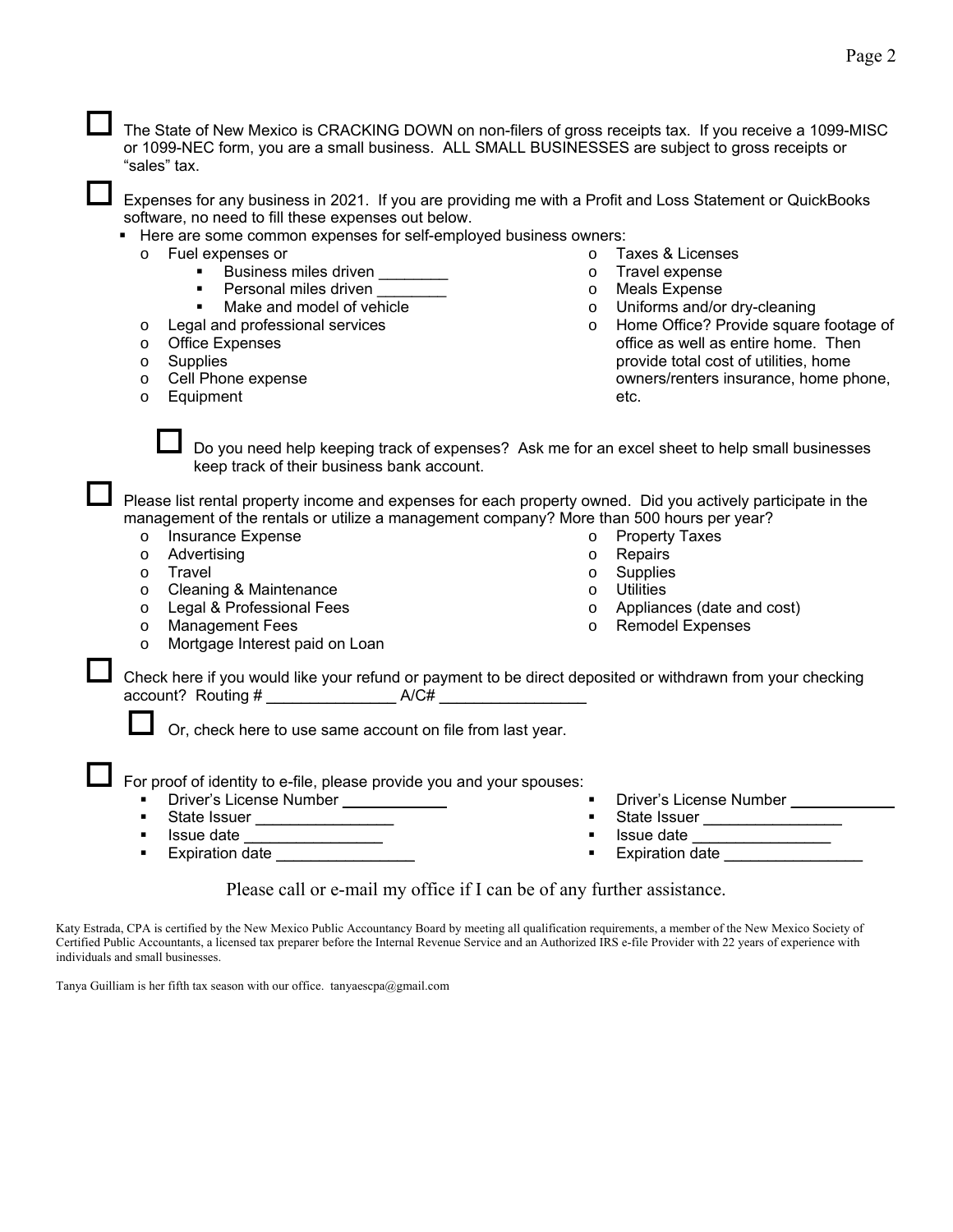☐ The State of New Mexico is CRACKING DOWN on non-filers of gross receipts tax. If you receive a 1099-MISC or 1099-NEC form, you are a small business. ALL SMALL BUSINESSES are subject to gross receipts or "sales" tax.

☐ Expenses for any business in 2021. If you are providing me with a Profit and Loss Statement or QuickBooks software, no need to fill these expenses out below.

- Here are some common expenses for self-employed business owners:
  - Fuel expenses or
    - Business miles driven ________
    - Personal miles driven ________
    - Make and model of vehicle
  - Legal and professional services
  - Office Expenses
  - Supplies
  - Cell Phone expense
  - Equipment
  - Taxes & Licenses
  - Travel expense
  - Meals Expense
  - Uniforms and/or dry-cleaning
  - Home Office? Provide square footage of office as well as entire home. Then provide total cost of utilities, home owners/renters insurance, home phone, etc.

☐ Do you need help keeping track of expenses? Ask me for an excel sheet to help small businesses keep track of their business bank account.

☐ Please list rental property income and expenses for each property owned. Did you actively participate in the management of the rentals or utilize a management company? More than 500 hours per year?

- Insurance Expense
- Advertising
- Travel
- Cleaning & Maintenance
- Legal & Professional Fees
- Management Fees
- Mortgage Interest paid on Loan
- Property Taxes
- Repairs
- Supplies
- Utilities
- Appliances (date and cost)
- Remodel Expenses

☐ Check here if you would like your refund or payment to be direct deposited or withdrawn from your checking account? Routing # ______________ A/C# ________________

☐ Or, check here to use same account on file from last year.

☐ For proof of identity to e-file, please provide you and your spouses:

- Driver's License Number ____________
- State Issuer ________________
- Issue date ________________
- Expiration date ________________

- Driver's License Number ____________
- State Issuer ________________
- Issue date ________________
- Expiration date ________________

Please call or e-mail my office if I can be of any further assistance.

Katy Estrada, CPA is certified by the New Mexico Public Accountancy Board by meeting all qualification requirements, a member of the New Mexico Society of Certified Public Accountants, a licensed tax preparer before the Internal Revenue Service and an Authorized IRS e-file Provider with 22 years of experience with individuals and small businesses.

Tanya Guilliam is her fifth tax season with our office. tanyaescpa@gmail.com